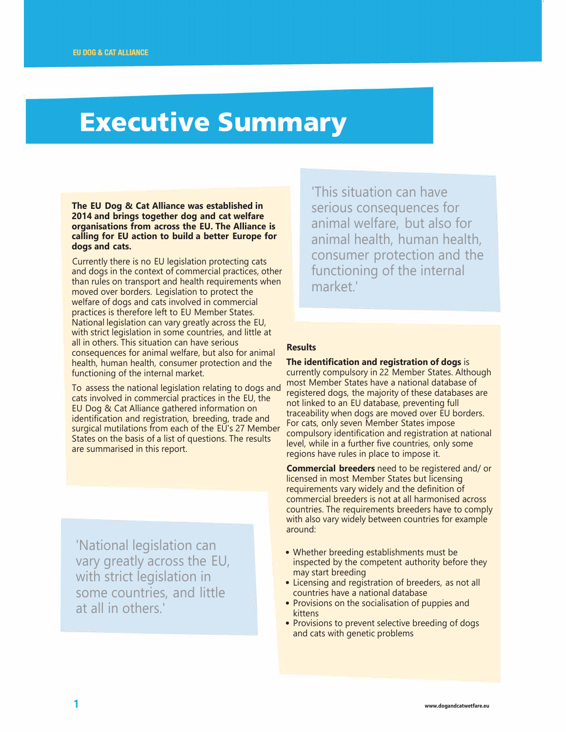# Executive Summary

**The EU Dog & Cat Alliance was established in 2014 and brings together dog and cat welfare organisations from across the EU. The Alliance is calling for EU action to build a better Europe for dogs and cats.**

Currently there is no EU legislation protecting cats and dogs in the context of commercial practices, other than rules on transport and health requirements when moved over borders. Legislation to protect the welfare of dogs and cats involved in commercial practices is therefore left to EU Member States. National legislation can vary greatly across the EU, with strict legislation in some countries, and little at all in others. This situation can have serious consequences for animal welfare, but also for animal health, human health, consumer protection and the functioning of the internal market.

To assess the national legislation relating to dogs and cats involved in commercial practices in the EU, the EU Dog & Cat Alliance gathered information on identification and registration, breeding, trade and surgical mutilations from each of the EU's 27 Member States on the basis of a list of questions. The results are summarised in this report.

> 'National legislation can vary greatly across the EU, with strict legislation in some countries, and little at all in others.'

> 'This situation can have serious consequences for animal welfare, but also for animal health, human health, consumer protection and the functioning of the internal market.'

**Results**

**The identification and registration of dogs** is currently compulsory in 22 Member States. Although most Member States have a national database of registered dogs, the majority of these databases are not linked to an EU database, preventing full traceability when dogs are moved over EU borders. For cats, only seven Member States impose compulsory identification and registration at national level, while in a further five countries, only some regions have rules in place to impose it.

**Commercial breeders** need to be registered and/ or licensed in most Member States but licensing requirements vary widely and the definition of commercial breeders is not at all harmonised across countries. The requirements breeders have to comply with also vary widely between countries for example around:

- Whether breeding establishments must be inspected by the competent authority before they may start breeding
- Licensing and registration of breeders, as not all countries have a national database
- Provisions on the socialisation of puppies and kittens
- Provisions to prevent selective breeding of dogs and cats with genetic problems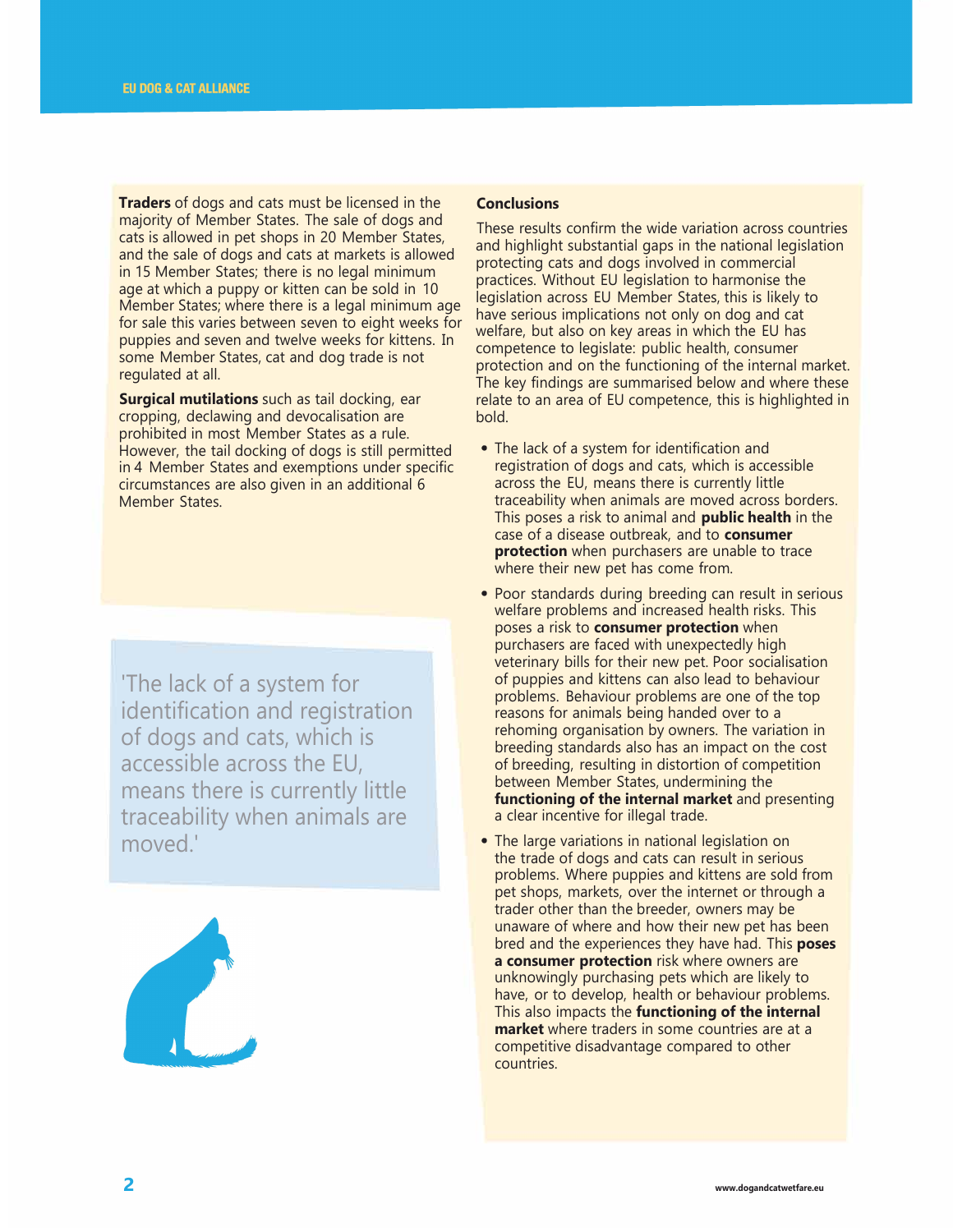**Traders** of dogs and cats must be licensed in the majority of Member States. The sale of dogs and cats is allowed in pet shops in 20 Member States, and the sale of dogs and cats at markets is allowed in 15 Member States; there is no legal minimum age at which a puppy or kitten can be sold in 10 Member States; where there is a legal minimum age for sale this varies between seven to eight weeks for puppies and seven and twelve weeks for kittens. In some Member States, cat and dog trade is not regulated at all.

**Surgical mutilations** such as tail docking, ear cropping, declawing and devocalisation are prohibited in most Member States as a rule. However, the tail docking of dogs is still permitted in 4 Member States and exemptions under specific circumstances are also given in an additional 6 Member States.

> 'The lack of a system for identification and registration of dogs and cats, which is accessible across the EU, means there is currently little traceability when animals are moved.'

**Conclusions**

These results confirm the wide variation across countries and highlight substantial gaps in the national legislation protecting cats and dogs involved in commercial practices. Without EU legislation to harmonise the legislation across EU Member States, this is likely to have serious implications not only on dog and cat welfare, but also on key areas in which the EU has competence to legislate: public health, consumer protection and on the functioning of the internal market. The key findings are summarised below and where these relate to an area of EU competence, this is highlighted in bold.

- The lack of a system for identification and registration of dogs and cats, which is accessible across the EU, means there is currently little traceability when animals are moved across borders. This poses a risk to animal and **public health** in the case of a disease outbreak, and to **consumer protection** when purchasers are unable to trace where their new pet has come from.
- Poor standards during breeding can result in serious welfare problems and increased health risks. This poses a risk to **consumer protection** when purchasers are faced with unexpectedly high veterinary bills for their new pet. Poor socialisation of puppies and kittens can also lead to behaviour problems. Behaviour problems are one of the top reasons for animals being handed over to a rehoming organisation by owners. The variation in breeding standards also has an impact on the cost of breeding, resulting in distortion of competition between Member States, undermining the **functioning of the internal market** and presenting a clear incentive for illegal trade.
- The large variations in national legislation on the trade of dogs and cats can result in serious problems. Where puppies and kittens are sold from pet shops, markets, over the internet or through a trader other than the breeder, owners may be unaware of where and how their new pet has been bred and the experiences they have had. This **poses a consumer protection** risk where owners are unknowingly purchasing pets which are likely to have, or to develop, health or behaviour problems. This also impacts the **functioning of the internal market** where traders in some countries are at a competitive disadvantage compared to other countries.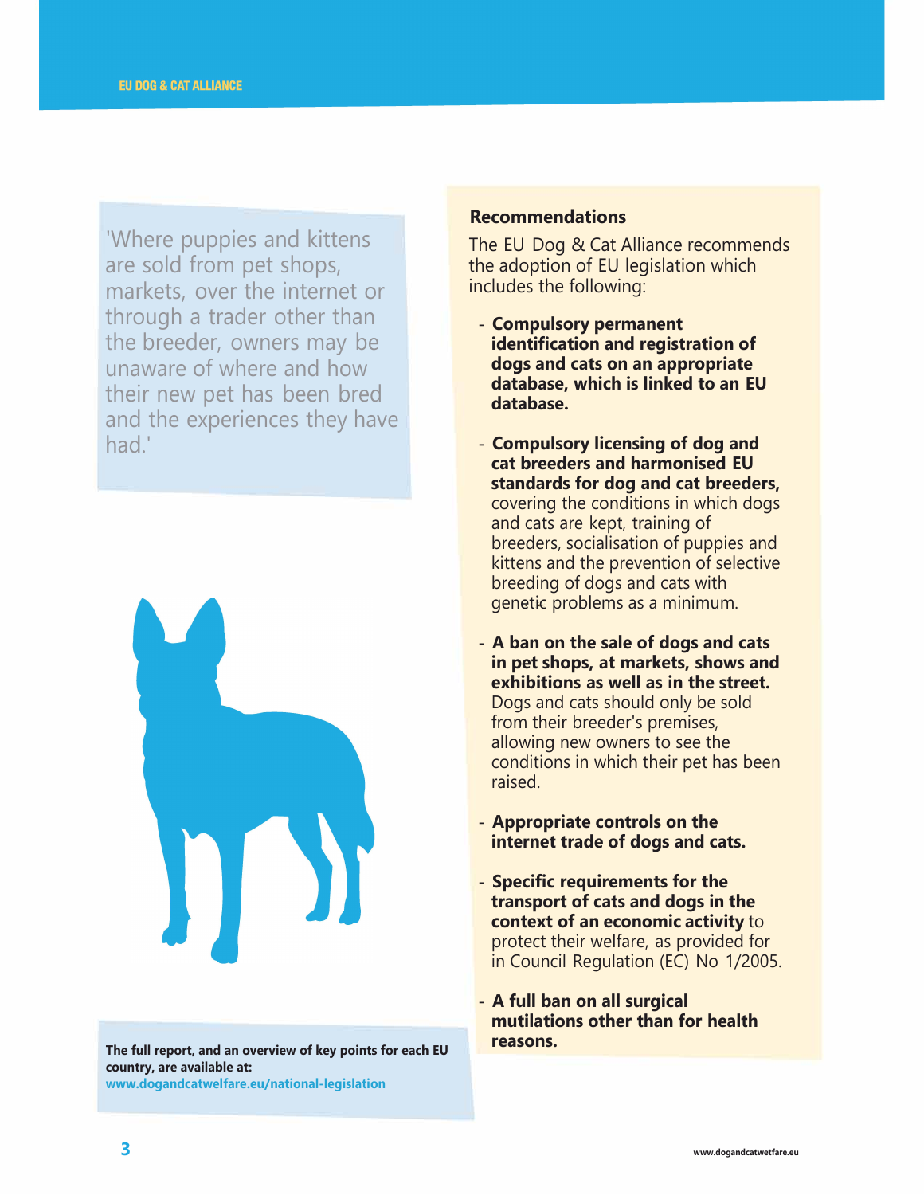'Where puppies and kittens are sold from pet shops, markets, over the internet or through a trader other than the breeder, owners may be unaware of where and how their new pet has been bred and the experiences they have had.'

**The full report, and an overview of key points for each EU country, are available at:**
**www.dogandcatwelfare.eu/national-legislation**

## Recommendations

The EU Dog & Cat Alliance recommends the adoption of EU legislation which includes the following:

- **Compulsory permanent identification and registration of dogs and cats on an appropriate database, which is linked to an EU database.**
- **Compulsory licensing of dog and cat breeders and harmonised EU standards for dog and cat breeders,** covering the conditions in which dogs and cats are kept, training of breeders, socialisation of puppies and kittens and the prevention of selective breeding of dogs and cats with genetic problems as a minimum.
- **A ban on the sale of dogs and cats in pet shops, at markets, shows and exhibitions as well as in the street.** Dogs and cats should only be sold from their breeder's premises, allowing new owners to see the conditions in which their pet has been raised.
- **Appropriate controls on the internet trade of dogs and cats.**
- **Specific requirements for the transport of cats and dogs in the context of an economic activity** to protect their welfare, as provided for in Council Regulation (EC) No 1/2005.
- **A full ban on all surgical mutilations other than for health reasons.**